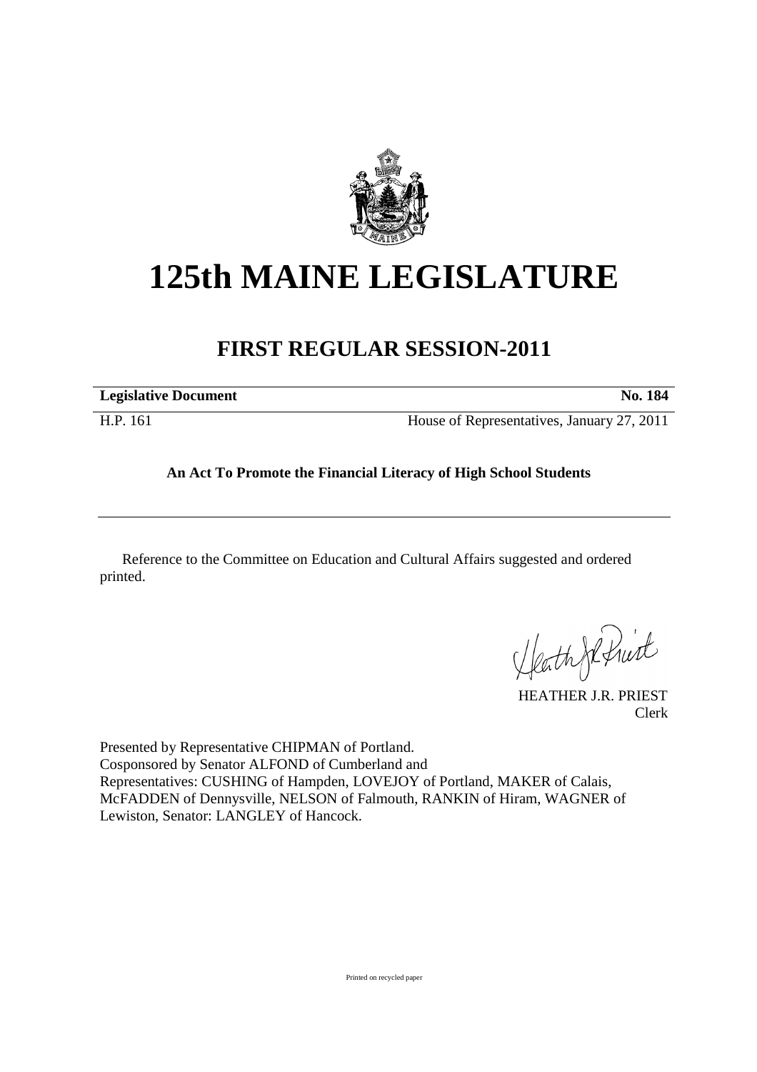# 125th MAINE LEGISLATURE

## FIRST REGULAR SESSION-2011

**Legislative Document** **No. 184**

H.P. 161 House of Representatives, January 27, 2011

**An Act To Promote the Financial Literacy of High School Students**

Reference to the Committee on Education and Cultural Affairs suggested and ordered printed.

HEATHER J.R. PRIEST
Clerk

Presented by Representative CHIPMAN of Portland.
Cosponsored by Senator ALFOND of Cumberland and
Representatives: CUSHING of Hampden, LOVEJOY of Portland, MAKER of Calais, McFADDEN of Dennysville, NELSON of Falmouth, RANKIN of Hiram, WAGNER of Lewiston, Senator: LANGLEY of Hancock.

Printed on recycled paper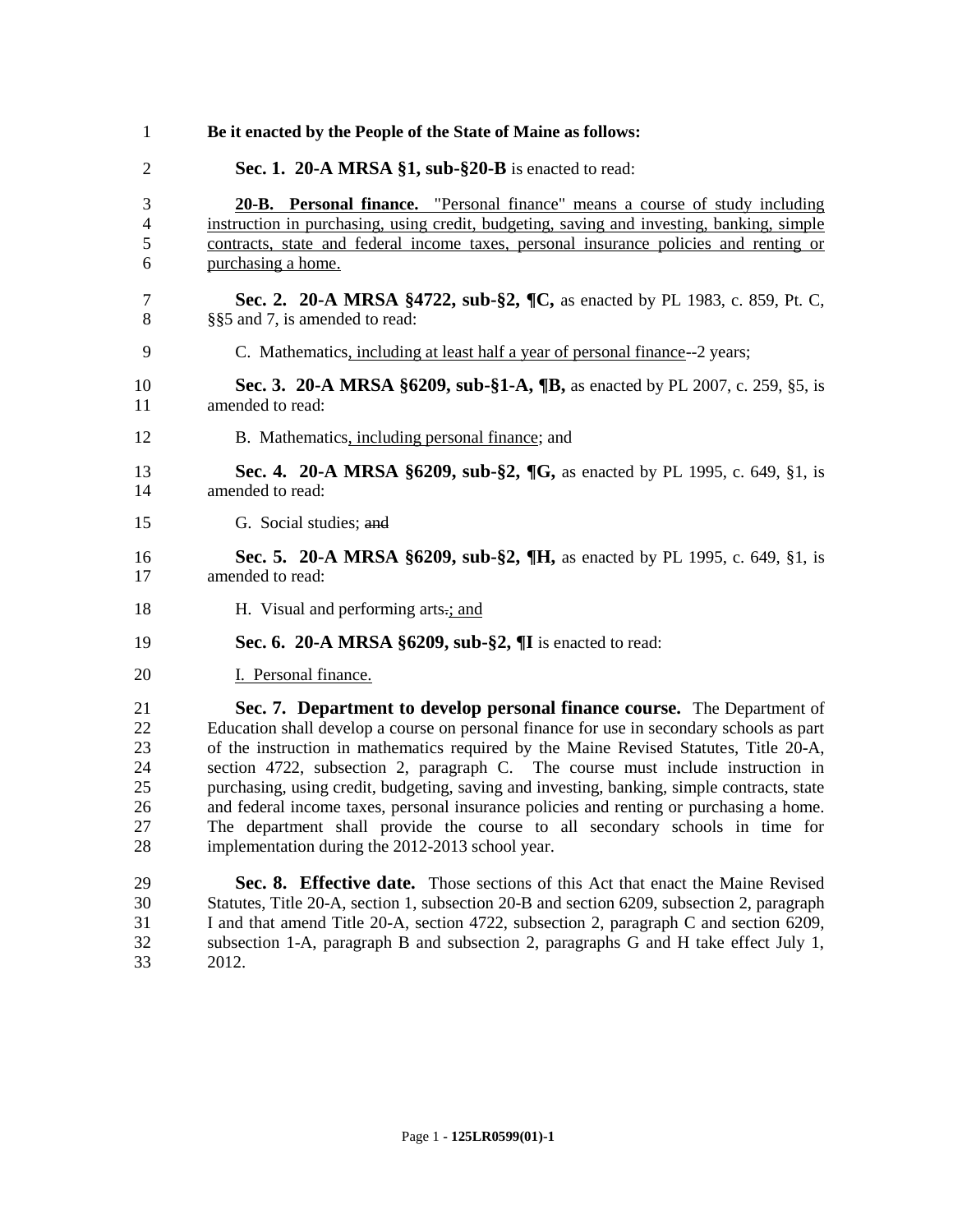**Be it enacted by the People of the State of Maine as follows:**

**Sec. 1. 20-A MRSA §1, sub-§20-B** is enacted to read:

**20-B. Personal finance.** "Personal finance" means a course of study including instruction in purchasing, using credit, budgeting, saving and investing, banking, simple contracts, state and federal income taxes, personal insurance policies and renting or purchasing a home.

**Sec. 2. 20-A MRSA §4722, sub-§2, ¶C,** as enacted by PL 1983, c. 859, Pt. C, §§5 and 7, is amended to read:

C. Mathematics, including at least half a year of personal finance--2 years;

**Sec. 3. 20-A MRSA §6209, sub-§1-A, ¶B,** as enacted by PL 2007, c. 259, §5, is amended to read:

B. Mathematics, including personal finance; and

**Sec. 4. 20-A MRSA §6209, sub-§2, ¶G,** as enacted by PL 1995, c. 649, §1, is amended to read:

G. Social studies; ~~and~~

**Sec. 5. 20-A MRSA §6209, sub-§2, ¶H,** as enacted by PL 1995, c. 649, §1, is amended to read:

H. Visual and performing arts~~.~~; and

**Sec. 6. 20-A MRSA §6209, sub-§2, ¶I** is enacted to read:

I. Personal finance.

**Sec. 7. Department to develop personal finance course.** The Department of Education shall develop a course on personal finance for use in secondary schools as part of the instruction in mathematics required by the Maine Revised Statutes, Title 20-A, section 4722, subsection 2, paragraph C. The course must include instruction in purchasing, using credit, budgeting, saving and investing, banking, simple contracts, state and federal income taxes, personal insurance policies and renting or purchasing a home. The department shall provide the course to all secondary schools in time for implementation during the 2012-2013 school year.

**Sec. 8. Effective date.** Those sections of this Act that enact the Maine Revised Statutes, Title 20-A, section 1, subsection 20-B and section 6209, subsection 2, paragraph I and that amend Title 20-A, section 4722, subsection 2, paragraph C and section 6209, subsection 1-A, paragraph B and subsection 2, paragraphs G and H take effect July 1, 2012.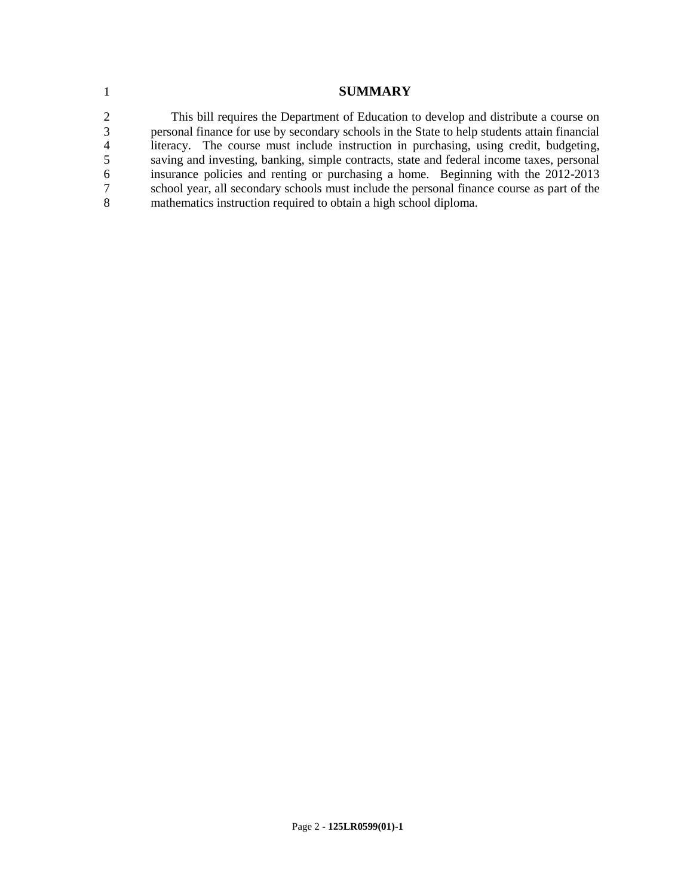## SUMMARY

This bill requires the Department of Education to develop and distribute a course on personal finance for use by secondary schools in the State to help students attain financial literacy. The course must include instruction in purchasing, using credit, budgeting, saving and investing, banking, simple contracts, state and federal income taxes, personal insurance policies and renting or purchasing a home. Beginning with the 2012-2013 school year, all secondary schools must include the personal finance course as part of the mathematics instruction required to obtain a high school diploma.